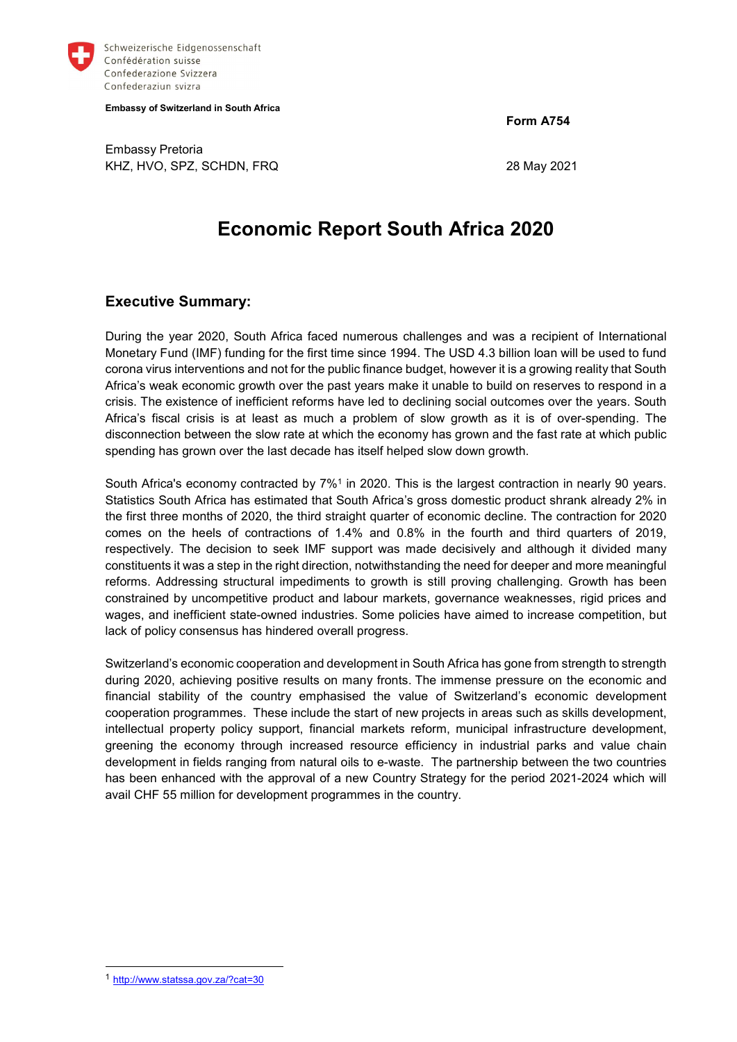Schweizerische Eidgenossenschaft
Confédération suisse
Confederazione Svizzera
Confederaziun svizra

**Embassy of Switzerland in South Africa**

**Form A754**

Embassy Pretoria
KHZ, HVO, SPZ, SCHDN, FRQ

28 May 2021

# Economic Report South Africa 2020

## Executive Summary:

During the year 2020, South Africa faced numerous challenges and was a recipient of International Monetary Fund (IMF) funding for the first time since 1994. The USD 4.3 billion loan will be used to fund corona virus interventions and not for the public finance budget, however it is a growing reality that South Africa's weak economic growth over the past years make it unable to build on reserves to respond in a crisis. The existence of inefficient reforms have led to declining social outcomes over the years. South Africa's fiscal crisis is at least as much a problem of slow growth as it is of over-spending. The disconnection between the slow rate at which the economy has grown and the fast rate at which public spending has grown over the last decade has itself helped slow down growth.

South Africa's economy contracted by 7%[1] in 2020. This is the largest contraction in nearly 90 years. Statistics South Africa has estimated that South Africa's gross domestic product shrank already 2% in the first three months of 2020, the third straight quarter of economic decline. The contraction for 2020 comes on the heels of contractions of 1.4% and 0.8% in the fourth and third quarters of 2019, respectively. The decision to seek IMF support was made decisively and although it divided many constituents it was a step in the right direction, notwithstanding the need for deeper and more meaningful reforms. Addressing structural impediments to growth is still proving challenging. Growth has been constrained by uncompetitive product and labour markets, governance weaknesses, rigid prices and wages, and inefficient state-owned industries. Some policies have aimed to increase competition, but lack of policy consensus has hindered overall progress.

Switzerland's economic cooperation and development in South Africa has gone from strength to strength during 2020, achieving positive results on many fronts. The immense pressure on the economic and financial stability of the country emphasised the value of Switzerland's economic development cooperation programmes. These include the start of new projects in areas such as skills development, intellectual property policy support, financial markets reform, municipal infrastructure development, greening the economy through increased resource efficiency in industrial parks and value chain development in fields ranging from natural oils to e-waste. The partnership between the two countries has been enhanced with the approval of a new Country Strategy for the period 2021-2024 which will avail CHF 55 million for development programmes in the country.

[1] http://www.statssa.gov.za/?cat=30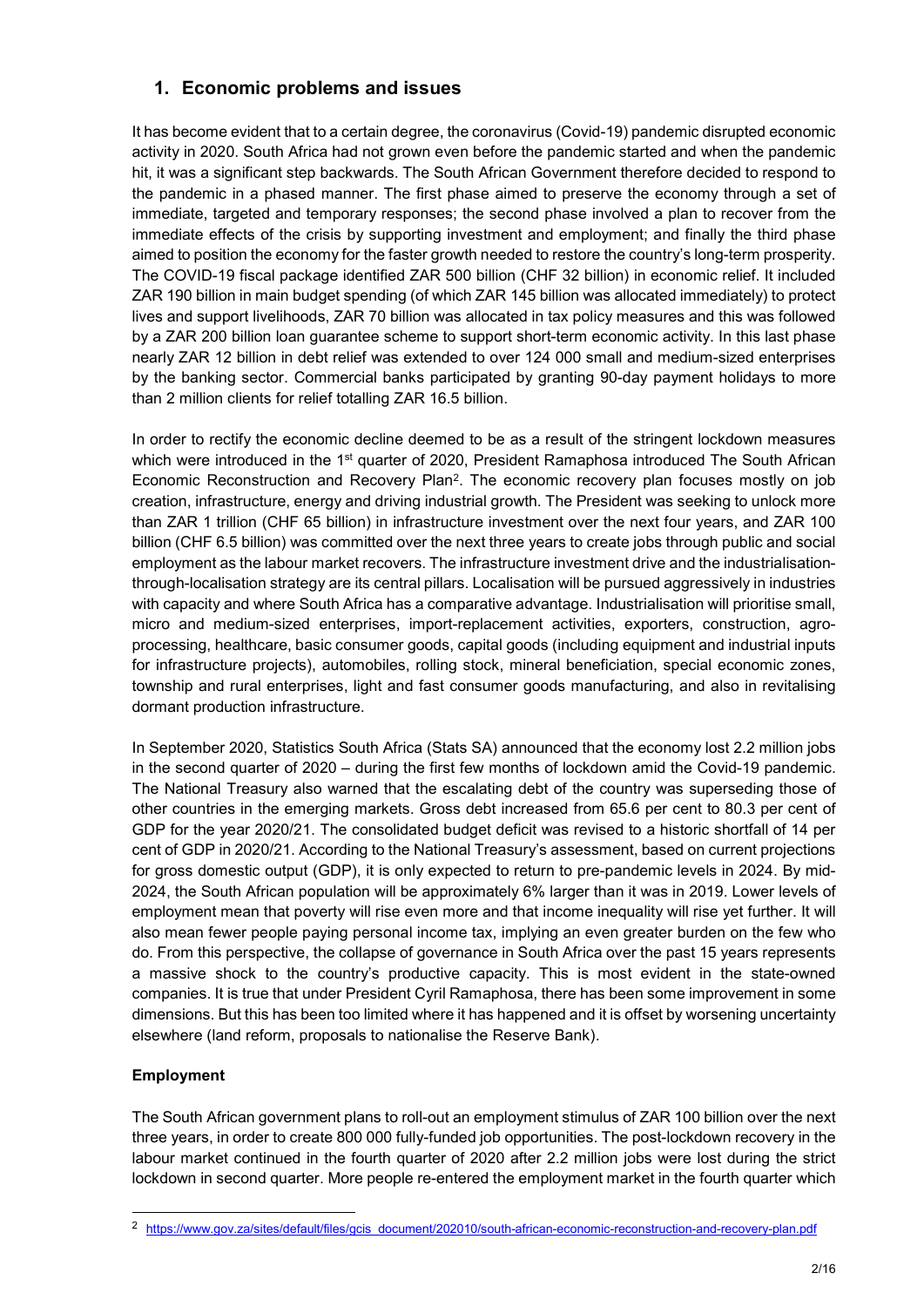## 1. Economic problems and issues

It has become evident that to a certain degree, the coronavirus (Covid-19) pandemic disrupted economic activity in 2020. South Africa had not grown even before the pandemic started and when the pandemic hit, it was a significant step backwards. The South African Government therefore decided to respond to the pandemic in a phased manner. The first phase aimed to preserve the economy through a set of immediate, targeted and temporary responses; the second phase involved a plan to recover from the immediate effects of the crisis by supporting investment and employment; and finally the third phase aimed to position the economy for the faster growth needed to restore the country's long-term prosperity. The COVID-19 fiscal package identified ZAR 500 billion (CHF 32 billion) in economic relief. It included ZAR 190 billion in main budget spending (of which ZAR 145 billion was allocated immediately) to protect lives and support livelihoods, ZAR 70 billion was allocated in tax policy measures and this was followed by a ZAR 200 billion loan guarantee scheme to support short-term economic activity. In this last phase nearly ZAR 12 billion in debt relief was extended to over 124 000 small and medium-sized enterprises by the banking sector. Commercial banks participated by granting 90-day payment holidays to more than 2 million clients for relief totalling ZAR 16.5 billion.

In order to rectify the economic decline deemed to be as a result of the stringent lockdown measures which were introduced in the 1st quarter of 2020, President Ramaphosa introduced The South African Economic Reconstruction and Recovery Plan[2]. The economic recovery plan focuses mostly on job creation, infrastructure, energy and driving industrial growth. The President was seeking to unlock more than ZAR 1 trillion (CHF 65 billion) in infrastructure investment over the next four years, and ZAR 100 billion (CHF 6.5 billion) was committed over the next three years to create jobs through public and social employment as the labour market recovers. The infrastructure investment drive and the industrialisation-through-localisation strategy are its central pillars. Localisation will be pursued aggressively in industries with capacity and where South Africa has a comparative advantage. Industrialisation will prioritise small, micro and medium-sized enterprises, import-replacement activities, exporters, construction, agro-processing, healthcare, basic consumer goods, capital goods (including equipment and industrial inputs for infrastructure projects), automobiles, rolling stock, mineral beneficiation, special economic zones, township and rural enterprises, light and fast consumer goods manufacturing, and also in revitalising dormant production infrastructure.

In September 2020, Statistics South Africa (Stats SA) announced that the economy lost 2.2 million jobs in the second quarter of 2020 – during the first few months of lockdown amid the Covid-19 pandemic. The National Treasury also warned that the escalating debt of the country was superseding those of other countries in the emerging markets. Gross debt increased from 65.6 per cent to 80.3 per cent of GDP for the year 2020/21. The consolidated budget deficit was revised to a historic shortfall of 14 per cent of GDP in 2020/21. According to the National Treasury's assessment, based on current projections for gross domestic output (GDP), it is only expected to return to pre-pandemic levels in 2024. By mid-2024, the South African population will be approximately 6% larger than it was in 2019. Lower levels of employment mean that poverty will rise even more and that income inequality will rise yet further. It will also mean fewer people paying personal income tax, implying an even greater burden on the few who do. From this perspective, the collapse of governance in South Africa over the past 15 years represents a massive shock to the country's productive capacity. This is most evident in the state-owned companies. It is true that under President Cyril Ramaphosa, there has been some improvement in some dimensions. But this has been too limited where it has happened and it is offset by worsening uncertainty elsewhere (land reform, proposals to nationalise the Reserve Bank).

**Employment**

The South African government plans to roll-out an employment stimulus of ZAR 100 billion over the next three years, in order to create 800 000 fully-funded job opportunities. The post-lockdown recovery in the labour market continued in the fourth quarter of 2020 after 2.2 million jobs were lost during the strict lockdown in second quarter. More people re-entered the employment market in the fourth quarter which

[2] https://www.gov.za/sites/default/files/gcis_document/202010/south-african-economic-reconstruction-and-recovery-plan.pdf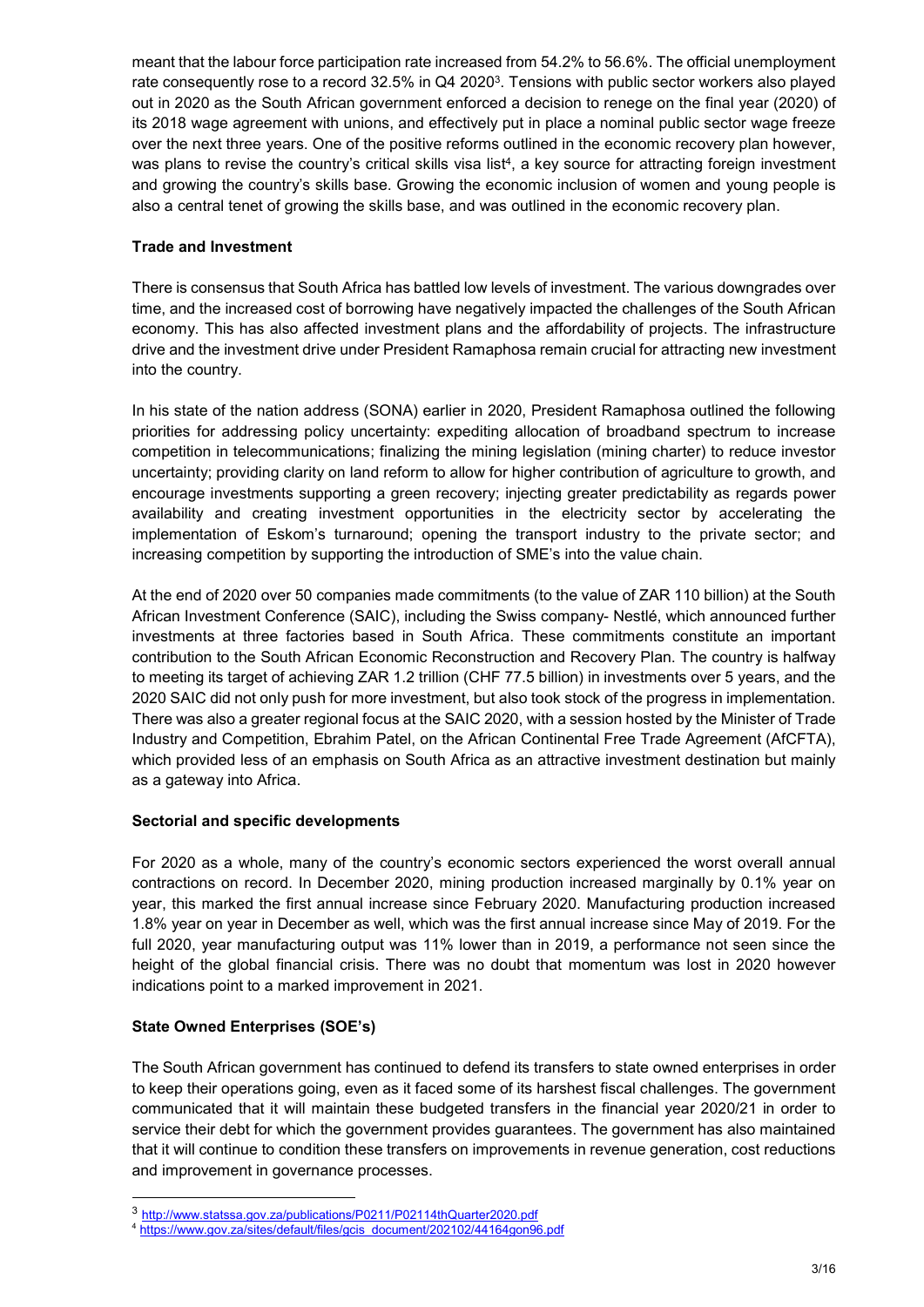meant that the labour force participation rate increased from 54.2% to 56.6%. The official unemployment rate consequently rose to a record 32.5% in Q4 2020[3]. Tensions with public sector workers also played out in 2020 as the South African government enforced a decision to renege on the final year (2020) of its 2018 wage agreement with unions, and effectively put in place a nominal public sector wage freeze over the next three years. One of the positive reforms outlined in the economic recovery plan however, was plans to revise the country's critical skills visa list[4], a key source for attracting foreign investment and growing the country's skills base. Growing the economic inclusion of women and young people is also a central tenet of growing the skills base, and was outlined in the economic recovery plan.

**Trade and Investment**

There is consensus that South Africa has battled low levels of investment. The various downgrades over time, and the increased cost of borrowing have negatively impacted the challenges of the South African economy. This has also affected investment plans and the affordability of projects. The infrastructure drive and the investment drive under President Ramaphosa remain crucial for attracting new investment into the country.

In his state of the nation address (SONA) earlier in 2020, President Ramaphosa outlined the following priorities for addressing policy uncertainty: expediting allocation of broadband spectrum to increase competition in telecommunications; finalizing the mining legislation (mining charter) to reduce investor uncertainty; providing clarity on land reform to allow for higher contribution of agriculture to growth, and encourage investments supporting a green recovery; injecting greater predictability as regards power availability and creating investment opportunities in the electricity sector by accelerating the implementation of Eskom's turnaround; opening the transport industry to the private sector; and increasing competition by supporting the introduction of SME's into the value chain.

At the end of 2020 over 50 companies made commitments (to the value of ZAR 110 billion) at the South African Investment Conference (SAIC), including the Swiss company- Nestlé, which announced further investments at three factories based in South Africa. These commitments constitute an important contribution to the South African Economic Reconstruction and Recovery Plan. The country is halfway to meeting its target of achieving ZAR 1.2 trillion (CHF 77.5 billion) in investments over 5 years, and the 2020 SAIC did not only push for more investment, but also took stock of the progress in implementation. There was also a greater regional focus at the SAIC 2020, with a session hosted by the Minister of Trade Industry and Competition, Ebrahim Patel, on the African Continental Free Trade Agreement (AfCFTA), which provided less of an emphasis on South Africa as an attractive investment destination but mainly as a gateway into Africa.

**Sectorial and specific developments**

For 2020 as a whole, many of the country's economic sectors experienced the worst overall annual contractions on record. In December 2020, mining production increased marginally by 0.1% year on year, this marked the first annual increase since February 2020. Manufacturing production increased 1.8% year on year in December as well, which was the first annual increase since May of 2019. For the full 2020, year manufacturing output was 11% lower than in 2019, a performance not seen since the height of the global financial crisis. There was no doubt that momentum was lost in 2020 however indications point to a marked improvement in 2021.

**State Owned Enterprises (SOE's)**

The South African government has continued to defend its transfers to state owned enterprises in order to keep their operations going, even as it faced some of its harshest fiscal challenges. The government communicated that it will maintain these budgeted transfers in the financial year 2020/21 in order to service their debt for which the government provides guarantees. The government has also maintained that it will continue to condition these transfers on improvements in revenue generation, cost reductions and improvement in governance processes.

---

[3] http://www.statssa.gov.za/publications/P0211/P02114thQuarter2020.pdf

[4] https://www.gov.za/sites/default/files/gcis_document/202102/44164gon96.pdf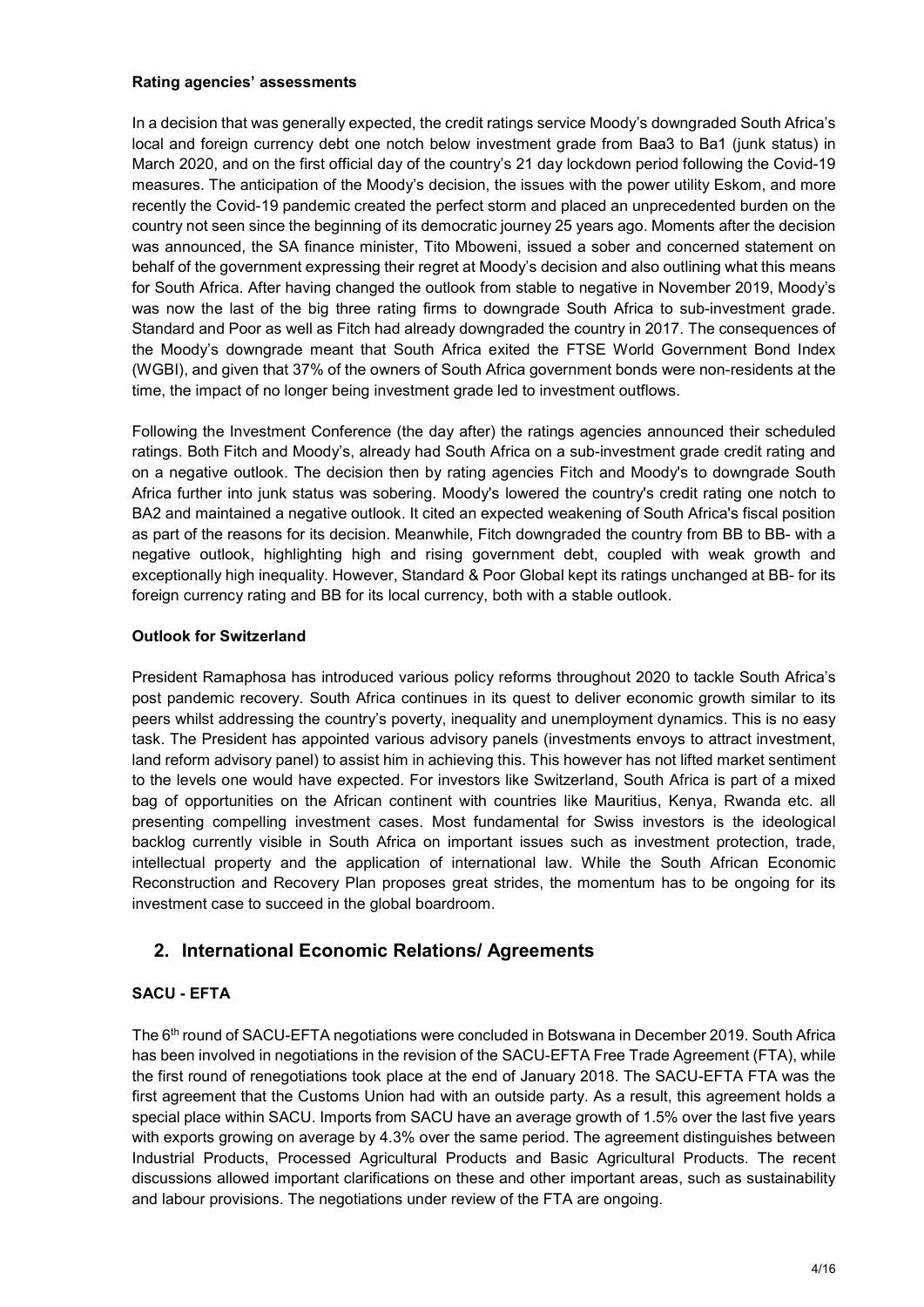**Rating agencies' assessments**

In a decision that was generally expected, the credit ratings service Moody's downgraded South Africa's local and foreign currency debt one notch below investment grade from Baa3 to Ba1 (junk status) in March 2020, and on the first official day of the country's 21 day lockdown period following the Covid-19 measures. The anticipation of the Moody's decision, the issues with the power utility Eskom, and more recently the Covid-19 pandemic created the perfect storm and placed an unprecedented burden on the country not seen since the beginning of its democratic journey 25 years ago. Moments after the decision was announced, the SA finance minister, Tito Mboweni, issued a sober and concerned statement on behalf of the government expressing their regret at Moody's decision and also outlining what this means for South Africa. After having changed the outlook from stable to negative in November 2019, Moody's was now the last of the big three rating firms to downgrade South Africa to sub-investment grade. Standard and Poor as well as Fitch had already downgraded the country in 2017. The consequences of the Moody's downgrade meant that South Africa exited the FTSE World Government Bond Index (WGBI), and given that 37% of the owners of South Africa government bonds were non-residents at the time, the impact of no longer being investment grade led to investment outflows.

Following the Investment Conference (the day after) the ratings agencies announced their scheduled ratings. Both Fitch and Moody's, already had South Africa on a sub-investment grade credit rating and on a negative outlook. The decision then by rating agencies Fitch and Moody's to downgrade South Africa further into junk status was sobering. Moody's lowered the country's credit rating one notch to BA2 and maintained a negative outlook. It cited an expected weakening of South Africa's fiscal position as part of the reasons for its decision. Meanwhile, Fitch downgraded the country from BB to BB- with a negative outlook, highlighting high and rising government debt, coupled with weak growth and exceptionally high inequality. However, Standard & Poor Global kept its ratings unchanged at BB- for its foreign currency rating and BB for its local currency, both with a stable outlook.

**Outlook for Switzerland**

President Ramaphosa has introduced various policy reforms throughout 2020 to tackle South Africa's post pandemic recovery. South Africa continues in its quest to deliver economic growth similar to its peers whilst addressing the country's poverty, inequality and unemployment dynamics. This is no easy task. The President has appointed various advisory panels (investments envoys to attract investment, land reform advisory panel) to assist him in achieving this. This however has not lifted market sentiment to the levels one would have expected. For investors like Switzerland, South Africa is part of a mixed bag of opportunities on the African continent with countries like Mauritius, Kenya, Rwanda etc. all presenting compelling investment cases. Most fundamental for Swiss investors is the ideological backlog currently visible in South Africa on important issues such as investment protection, trade, intellectual property and the application of international law. While the South African Economic Reconstruction and Recovery Plan proposes great strides, the momentum has to be ongoing for its investment case to succeed in the global boardroom.

## 2. International Economic Relations/ Agreements

### SACU - EFTA

The 6th round of SACU-EFTA negotiations were concluded in Botswana in December 2019. South Africa has been involved in negotiations in the revision of the SACU-EFTA Free Trade Agreement (FTA), while the first round of renegotiations took place at the end of January 2018. The SACU-EFTA FTA was the first agreement that the Customs Union had with an outside party. As a result, this agreement holds a special place within SACU. Imports from SACU have an average growth of 1.5% over the last five years with exports growing on average by 4.3% over the same period. The agreement distinguishes between Industrial Products, Processed Agricultural Products and Basic Agricultural Products. The recent discussions allowed important clarifications on these and other important areas, such as sustainability and labour provisions. The negotiations under review of the FTA are ongoing.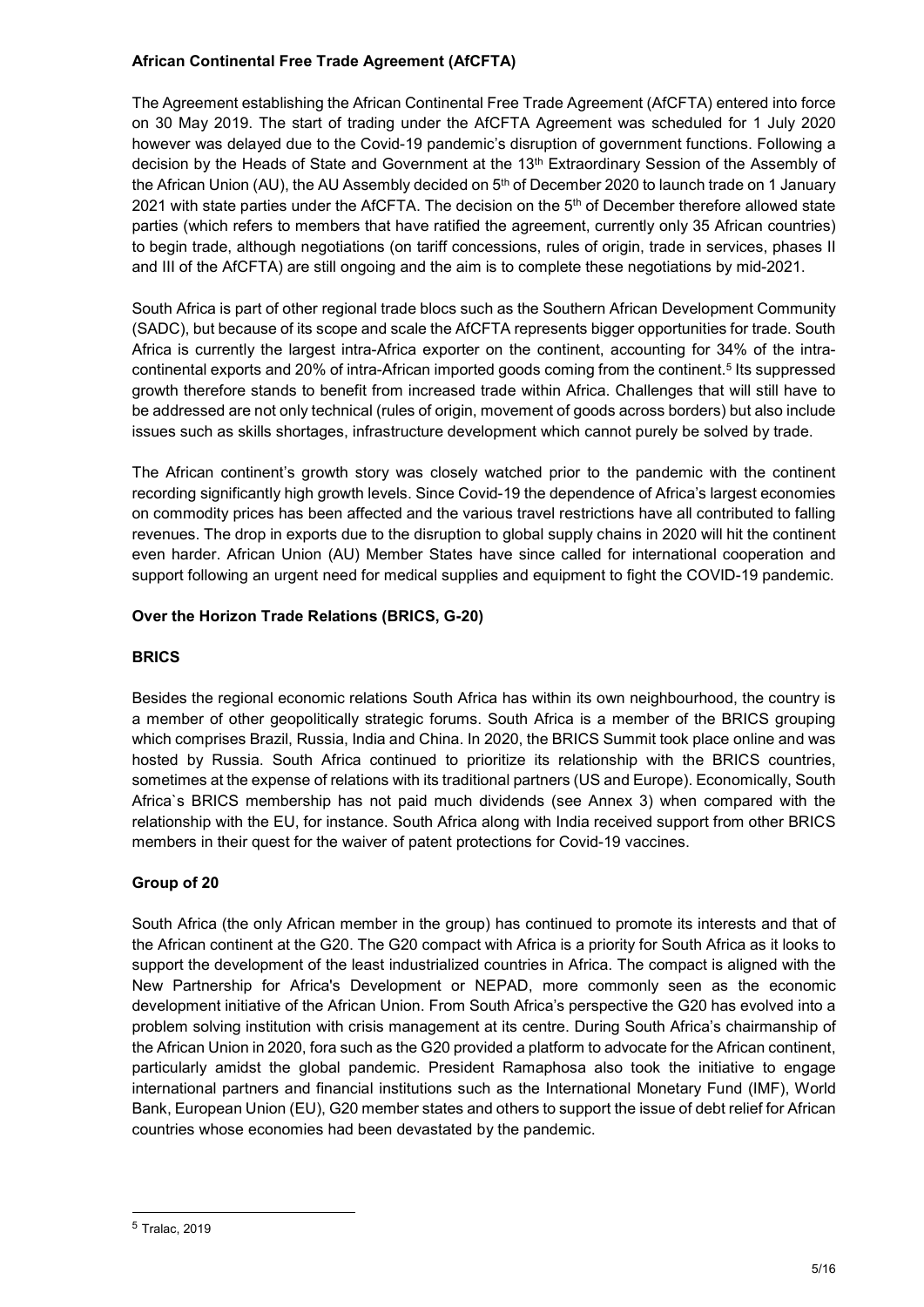**African Continental Free Trade Agreement (AfCFTA)**

The Agreement establishing the African Continental Free Trade Agreement (AfCFTA) entered into force on 30 May 2019. The start of trading under the AfCFTA Agreement was scheduled for 1 July 2020 however was delayed due to the Covid-19 pandemic's disruption of government functions. Following a decision by the Heads of State and Government at the 13th Extraordinary Session of the Assembly of the African Union (AU), the AU Assembly decided on 5th of December 2020 to launch trade on 1 January 2021 with state parties under the AfCFTA. The decision on the 5th of December therefore allowed state parties (which refers to members that have ratified the agreement, currently only 35 African countries) to begin trade, although negotiations (on tariff concessions, rules of origin, trade in services, phases II and III of the AfCFTA) are still ongoing and the aim is to complete these negotiations by mid-2021.

South Africa is part of other regional trade blocs such as the Southern African Development Community (SADC), but because of its scope and scale the AfCFTA represents bigger opportunities for trade. South Africa is currently the largest intra-African exporter on the continent, accounting for 34% of the intra-continental exports and 20% of intra-African imported goods coming from the continent.[5] Its suppressed growth therefore stands to benefit from increased trade within Africa. Challenges that will still have to be addressed are not only technical (rules of origin, movement of goods across borders) but also include issues such as skills shortages, infrastructure development which cannot purely be solved by trade.

The African continent's growth story was closely watched prior to the pandemic with the continent recording significantly high growth levels. Since Covid-19 the dependence of Africa's largest economies on commodity prices has been affected and the various travel restrictions have all contributed to falling revenues. The drop in exports due to the disruption to global supply chains in 2020 will hit the continent even harder. African Union (AU) Member States have since called for international cooperation and support following an urgent need for medical supplies and equipment to fight the COVID-19 pandemic.

**Over the Horizon Trade Relations (BRICS, G-20)**

**BRICS**

Besides the regional economic relations South Africa has within its own neighbourhood, the country is a member of other geopolitically strategic forums. South Africa is a member of the BRICS grouping which comprises Brazil, Russia, India and China. In 2020, the BRICS Summit took place online and was hosted by Russia. South Africa continued to prioritize its relationship with the BRICS countries, sometimes at the expense of relations with its traditional partners (US and Europe). Economically, South Africa`s BRICS membership has not paid much dividends (see Annex 3) when compared with the relationship with the EU, for instance. South Africa along with India received support from other BRICS members in their quest for the waiver of patent protections for Covid-19 vaccines.

**Group of 20**

South Africa (the only African member in the group) has continued to promote its interests and that of the African continent at the G20. The G20 compact with Africa is a priority for South Africa as it looks to support the development of the least industrialized countries in Africa. The compact is aligned with the New Partnership for Africa's Development or NEPAD, more commonly seen as the economic development initiative of the African Union. From South Africa's perspective the G20 has evolved into a problem solving institution with crisis management at its centre. During South Africa's chairmanship of the African Union in 2020, fora such as the G20 provided a platform to advocate for the African continent, particularly amidst the global pandemic. President Ramaphosa also took the initiative to engage international partners and financial institutions such as the International Monetary Fund (IMF), World Bank, European Union (EU), G20 member states and others to support the issue of debt relief for African countries whose economies had been devastated by the pandemic.

---

[5] Tralac, 2019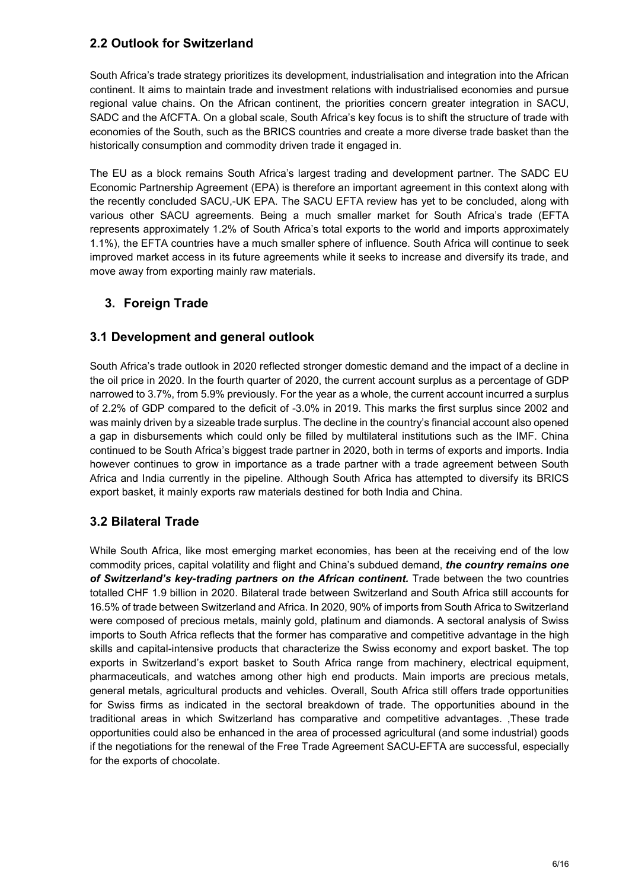## 2.2 Outlook for Switzerland

South Africa's trade strategy prioritizes its development, industrialisation and integration into the African continent. It aims to maintain trade and investment relations with industrialised economies and pursue regional value chains. On the African continent, the priorities concern greater integration in SACU, SADC and the AfCFTA. On a global scale, South Africa's key focus is to shift the structure of trade with economies of the South, such as the BRICS countries and create a more diverse trade basket than the historically consumption and commodity driven trade it engaged in.

The EU as a block remains South Africa's largest trading and development partner. The SADC EU Economic Partnership Agreement (EPA) is therefore an important agreement in this context along with the recently concluded SACU,-UK EPA. The SACU EFTA review has yet to be concluded, along with various other SACU agreements. Being a much smaller market for South Africa's trade (EFTA represents approximately 1.2% of South Africa's total exports to the world and imports approximately 1.1%), the EFTA countries have a much smaller sphere of influence. South Africa will continue to seek improved market access in its future agreements while it seeks to increase and diversify its trade, and move away from exporting mainly raw materials.

# 3. Foreign Trade

## 3.1 Development and general outlook

South Africa's trade outlook in 2020 reflected stronger domestic demand and the impact of a decline in the oil price in 2020. In the fourth quarter of 2020, the current account surplus as a percentage of GDP narrowed to 3.7%, from 5.9% previously. For the year as a whole, the current account incurred a surplus of 2.2% of GDP compared to the deficit of -3.0% in 2019. This marks the first surplus since 2002 and was mainly driven by a sizeable trade surplus. The decline in the country's financial account also opened a gap in disbursements which could only be filled by multilateral institutions such as the IMF. China continued to be South Africa's biggest trade partner in 2020, both in terms of exports and imports. India however continues to grow in importance as a trade partner with a trade agreement between South Africa and India currently in the pipeline. Although South Africa has attempted to diversify its BRICS export basket, it mainly exports raw materials destined for both India and China.

## 3.2 Bilateral Trade

While South Africa, like most emerging market economies, has been at the receiving end of the low commodity prices, capital volatility and flight and China's subdued demand, ***the country remains one of Switzerland's key-trading partners on the African continent.*** Trade between the two countries totalled CHF 1.9 billion in 2020. Bilateral trade between Switzerland and South Africa still accounts for 16.5% of trade between Switzerland and Africa. In 2020, 90% of imports from South Africa to Switzerland were composed of precious metals, mainly gold, platinum and diamonds. A sectoral analysis of Swiss imports to South Africa reflects that the former has comparative and competitive advantage in the high skills and capital-intensive products that characterize the Swiss economy and export basket. The top exports in Switzerland's export basket to South Africa range from machinery, electrical equipment, pharmaceuticals, and watches among other high end products. Main imports are precious metals, general metals, agricultural products and vehicles. Overall, South Africa still offers trade opportunities for Swiss firms as indicated in the sectoral breakdown of trade. The opportunities abound in the traditional areas in which Switzerland has comparative and competitive advantages. ,These trade opportunities could also be enhanced in the area of processed agricultural (and some industrial) goods if the negotiations for the renewal of the Free Trade Agreement SACU-EFTA are successful, especially for the exports of chocolate.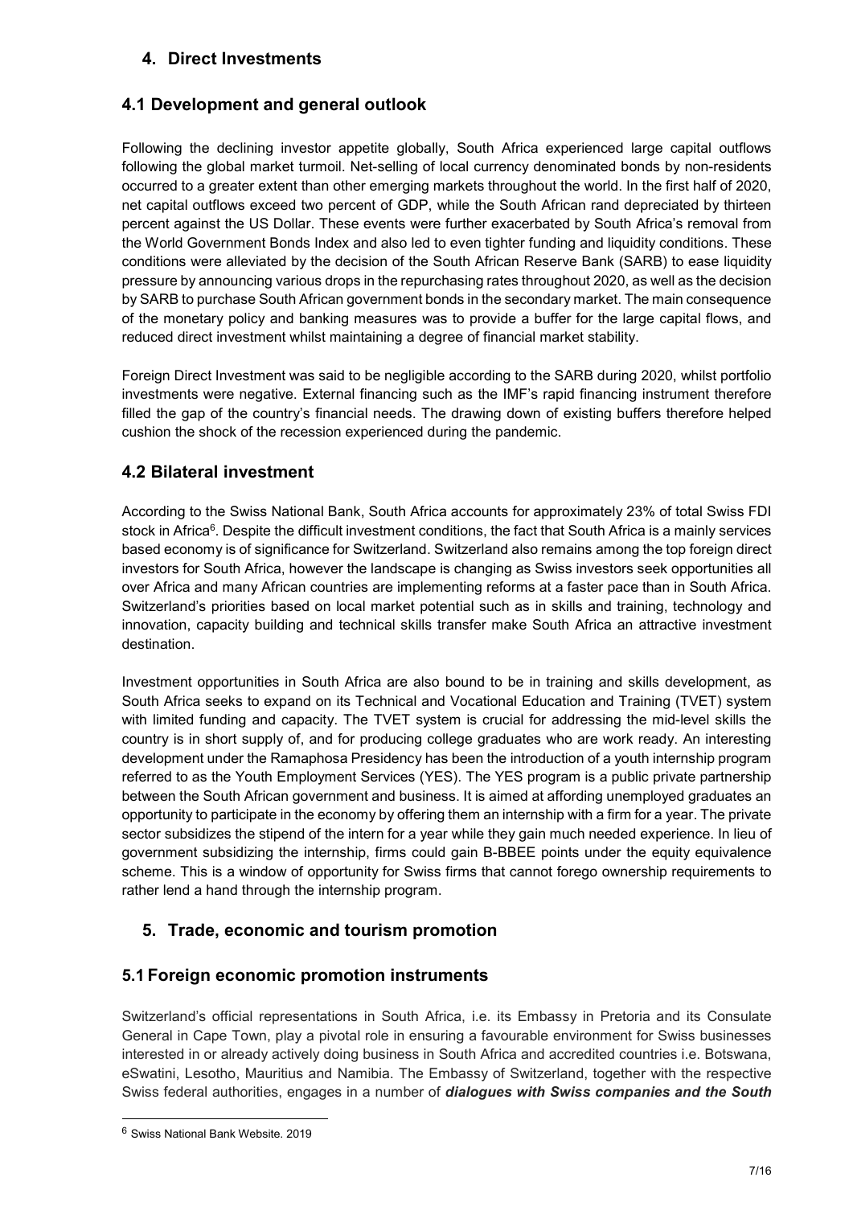# 4. Direct Investments

## 4.1 Development and general outlook

Following the declining investor appetite globally, South Africa experienced large capital outflows following the global market turmoil. Net-selling of local currency denominated bonds by non-residents occurred to a greater extent than other emerging markets throughout the world. In the first half of 2020, net capital outflows exceed two percent of GDP, while the South African rand depreciated by thirteen percent against the US Dollar. These events were further exacerbated by South Africa's removal from the World Government Bonds Index and also led to even tighter funding and liquidity conditions. These conditions were alleviated by the decision of the South African Reserve Bank (SARB) to ease liquidity pressure by announcing various drops in the repurchasing rates throughout 2020, as well as the decision by SARB to purchase South African government bonds in the secondary market. The main consequence of the monetary policy and banking measures was to provide a buffer for the large capital flows, and reduced direct investment whilst maintaining a degree of financial market stability.

Foreign Direct Investment was said to be negligible according to the SARB during 2020, whilst portfolio investments were negative. External financing such as the IMF's rapid financing instrument therefore filled the gap of the country's financial needs. The drawing down of existing buffers therefore helped cushion the shock of the recession experienced during the pandemic.

## 4.2 Bilateral investment

According to the Swiss National Bank, South Africa accounts for approximately 23% of total Swiss FDI stock in Africa[6]. Despite the difficult investment conditions, the fact that South Africa is a mainly services based economy is of significance for Switzerland. Switzerland also remains among the top foreign direct investors for South Africa, however the landscape is changing as Swiss investors seek opportunities all over Africa and many African countries are implementing reforms at a faster pace than in South Africa. Switzerland's priorities based on local market potential such as in skills and training, technology and innovation, capacity building and technical skills transfer make South Africa an attractive investment destination.

Investment opportunities in South Africa are also bound to be in training and skills development, as South Africa seeks to expand on its Technical and Vocational Education and Training (TVET) system with limited funding and capacity. The TVET system is crucial for addressing the mid-level skills the country is in short supply of, and for producing college graduates who are work ready. An interesting development under the Ramaphosa Presidency has been the introduction of a youth internship program referred to as the Youth Employment Services (YES). The YES program is a public private partnership between the South African government and business. It is aimed at affording unemployed graduates an opportunity to participate in the economy by offering them an internship with a firm for a year. The private sector subsidizes the stipend of the intern for a year while they gain much needed experience. In lieu of government subsidizing the internship, firms could gain B-BBEE points under the equity equivalence scheme. This is a window of opportunity for Swiss firms that cannot forego ownership requirements to rather lend a hand through the internship program.

# 5. Trade, economic and tourism promotion

## 5.1 Foreign economic promotion instruments

Switzerland's official representations in South Africa, i.e. its Embassy in Pretoria and its Consulate General in Cape Town, play a pivotal role in ensuring a favourable environment for Swiss businesses interested in or already actively doing business in South Africa and accredited countries i.e. Botswana, eSwatini, Lesotho, Mauritius and Namibia. The Embassy of Switzerland, together with the respective Swiss federal authorities, engages in a number of ***dialogues with Swiss companies and the South***

[6] Swiss National Bank Website. 2019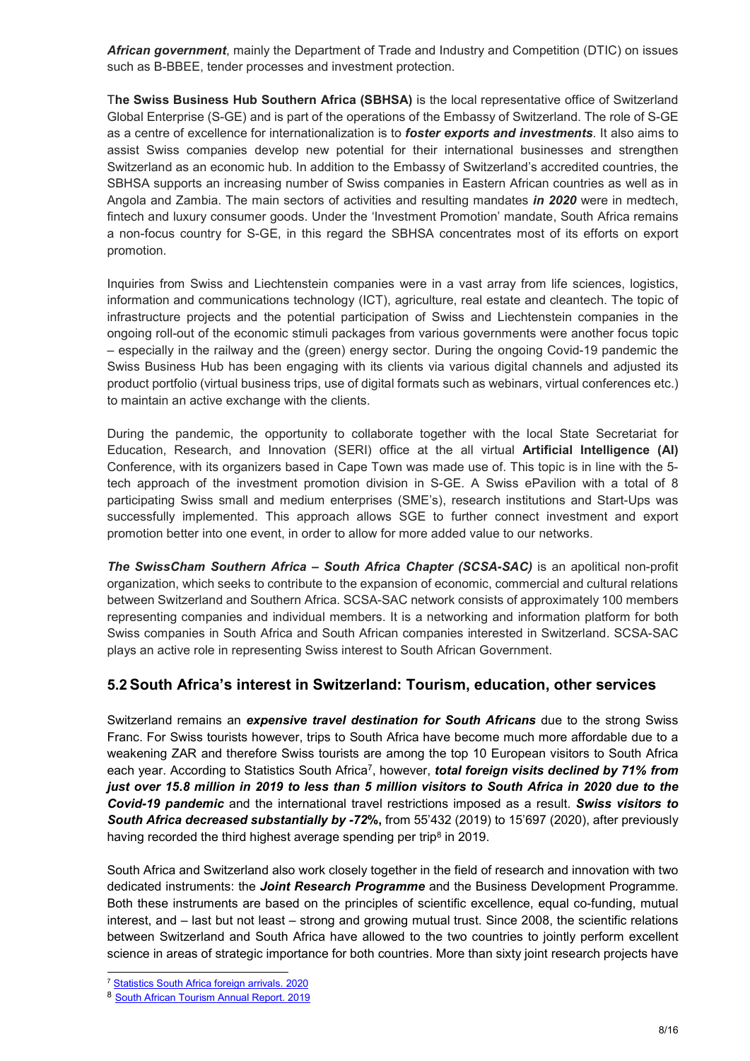***African government***, mainly the Department of Trade and Industry and Competition (DTIC) on issues such as B-BBEE, tender processes and investment protection.

T**he Swiss Business Hub Southern Africa (SBHSA)** is the local representative office of Switzerland Global Enterprise (S-GE) and is part of the operations of the Embassy of Switzerland. The role of S-GE as a centre of excellence for internationalization is to ***foster exports and investments***. It also aims to assist Swiss companies develop new potential for their international businesses and strengthen Switzerland as an economic hub. In addition to the Embassy of Switzerland's accredited countries, the SBHSA supports an increasing number of Swiss companies in Eastern African countries as well as in Angola and Zambia. The main sectors of activities and resulting mandates ***in 2020*** were in medtech, fintech and luxury consumer goods. Under the 'Investment Promotion' mandate, South Africa remains a non-focus country for S-GE, in this regard the SBHSA concentrates most of its efforts on export promotion.

Inquiries from Swiss and Liechtenstein companies were in a vast array from life sciences, logistics, information and communications technology (ICT), agriculture, real estate and cleantech. The topic of infrastructure projects and the potential participation of Swiss and Liechtenstein companies in the ongoing roll-out of the economic stimuli packages from various governments were another focus topic – especially in the railway and the (green) energy sector. During the ongoing Covid-19 pandemic the Swiss Business Hub has been engaging with its clients via various digital channels and adjusted its product portfolio (virtual business trips, use of digital formats such as webinars, virtual conferences etc.) to maintain an active exchange with the clients.

During the pandemic, the opportunity to collaborate together with the local State Secretariat for Education, Research, and Innovation (SERI) office at the all virtual **Artificial Intelligence (AI)** Conference, with its organizers based in Cape Town was made use of. This topic is in line with the 5-tech approach of the investment promotion division in S-GE. A Swiss ePavilion with a total of 8 participating Swiss small and medium enterprises (SME's), research institutions and Start-Ups was successfully implemented. This approach allows SGE to further connect investment and export promotion better into one event, in order to allow for more added value to our networks.

***The SwissCham Southern Africa – South Africa Chapter (SCSA-SAC)*** is an apolitical non-profit organization, which seeks to contribute to the expansion of economic, commercial and cultural relations between Switzerland and Southern Africa. SCSA-SAC network consists of approximately 100 members representing companies and individual members. It is a networking and information platform for both Swiss companies in South Africa and South African companies interested in Switzerland. SCSA-SAC plays an active role in representing Swiss interest to South African Government.

## 5.2 South Africa's interest in Switzerland: Tourism, education, other services

Switzerland remains an ***expensive travel destination for South Africans*** due to the strong Swiss Franc. For Swiss tourists however, trips to South Africa have become much more affordable due to a weakening ZAR and therefore Swiss tourists are among the top 10 European visitors to South Africa each year. According to Statistics South Africa[7], however, ***total foreign visits declined by 71% from just over 15.8 million in 2019 to less than 5 million visitors to South Africa in 2020 due to the Covid-19 pandemic*** and the international travel restrictions imposed as a result. ***Swiss visitors to South Africa decreased substantially by -72%*****,** from 55'432 (2019) to 15'697 (2020), after previously having recorded the third highest average spending per trip[8] in 2019.

South Africa and Switzerland also work closely together in the field of research and innovation with two dedicated instruments: the ***Joint Research Programme*** and the Business Development Programme. Both these instruments are based on the principles of scientific excellence, equal co-funding, mutual interest, and – last but not least – strong and growing mutual trust. Since 2008, the scientific relations between Switzerland and South Africa have allowed to the two countries to jointly perform excellent science in areas of strategic importance for both countries. More than sixty joint research projects have

[7] Statistics South Africa foreign arrivals. 2020

[8] South African Tourism Annual Report. 2019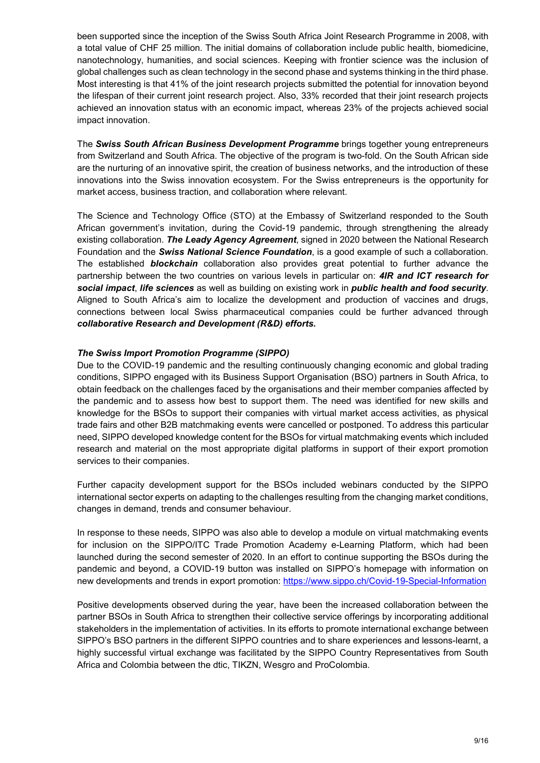been supported since the inception of the Swiss South Africa Joint Research Programme in 2008, with a total value of CHF 25 million. The initial domains of collaboration include public health, biomedicine, nanotechnology, humanities, and social sciences. Keeping with frontier science was the inclusion of global challenges such as clean technology in the second phase and systems thinking in the third phase. Most interesting is that 41% of the joint research projects submitted the potential for innovation beyond the lifespan of their current joint research project. Also, 33% recorded that their joint research projects achieved an innovation status with an economic impact, whereas 23% of the projects achieved social impact innovation.

The ***Swiss South African Business Development Programme*** brings together young entrepreneurs from Switzerland and South Africa. The objective of the program is two-fold. On the South African side are the nurturing of an innovative spirit, the creation of business networks, and the introduction of these innovations into the Swiss innovation ecosystem. For the Swiss entrepreneurs is the opportunity for market access, business traction, and collaboration where relevant.

The Science and Technology Office (STO) at the Embassy of Switzerland responded to the South African government's invitation, during the Covid-19 pandemic, through strengthening the already existing collaboration. ***The Leady Agency Agreement***, signed in 2020 between the National Research Foundation and the ***Swiss National Science Foundation***, is a good example of such a collaboration. The established ***blockchain*** collaboration also provides great potential to further advance the partnership between the two countries on various levels in particular on: ***4IR and ICT research for social impact***, ***life sciences*** as well as building on existing work in ***public health and food security***. Aligned to South Africa's aim to localize the development and production of vaccines and drugs, connections between local Swiss pharmaceutical companies could be further advanced through ***collaborative Research and Development (R&D) efforts.***

***The Swiss Import Promotion Programme (SIPPO)***

Due to the COVID-19 pandemic and the resulting continuously changing economic and global trading conditions, SIPPO engaged with its Business Support Organisation (BSO) partners in South Africa, to obtain feedback on the challenges faced by the organisations and their member companies affected by the pandemic and to assess how best to support them. The need was identified for new skills and knowledge for the BSOs to support their companies with virtual market access activities, as physical trade fairs and other B2B matchmaking events were cancelled or postponed. To address this particular need, SIPPO developed knowledge content for the BSOs for virtual matchmaking events which included research and material on the most appropriate digital platforms in support of their export promotion services to their companies.

Further capacity development support for the BSOs included webinars conducted by the SIPPO international sector experts on adapting to the challenges resulting from the changing market conditions, changes in demand, trends and consumer behaviour.

In response to these needs, SIPPO was also able to develop a module on virtual matchmaking events for inclusion on the SIPPO/ITC Trade Promotion Academy e-Learning Platform, which had been launched during the second semester of 2020. In an effort to continue supporting the BSOs during the pandemic and beyond, a COVID-19 button was installed on SIPPO's homepage with information on new developments and trends in export promotion: https://www.sippo.ch/Covid-19-Special-Information

Positive developments observed during the year, have been the increased collaboration between the partner BSOs in South Africa to strengthen their collective service offerings by incorporating additional stakeholders in the implementation of activities. In its efforts to promote international exchange between SIPPO's BSO partners in the different SIPPO countries and to share experiences and lessons-learnt, a highly successful virtual exchange was facilitated by the SIPPO Country Representatives from South Africa and Colombia between the dtic, TIKZN, Wesgro and ProColombia.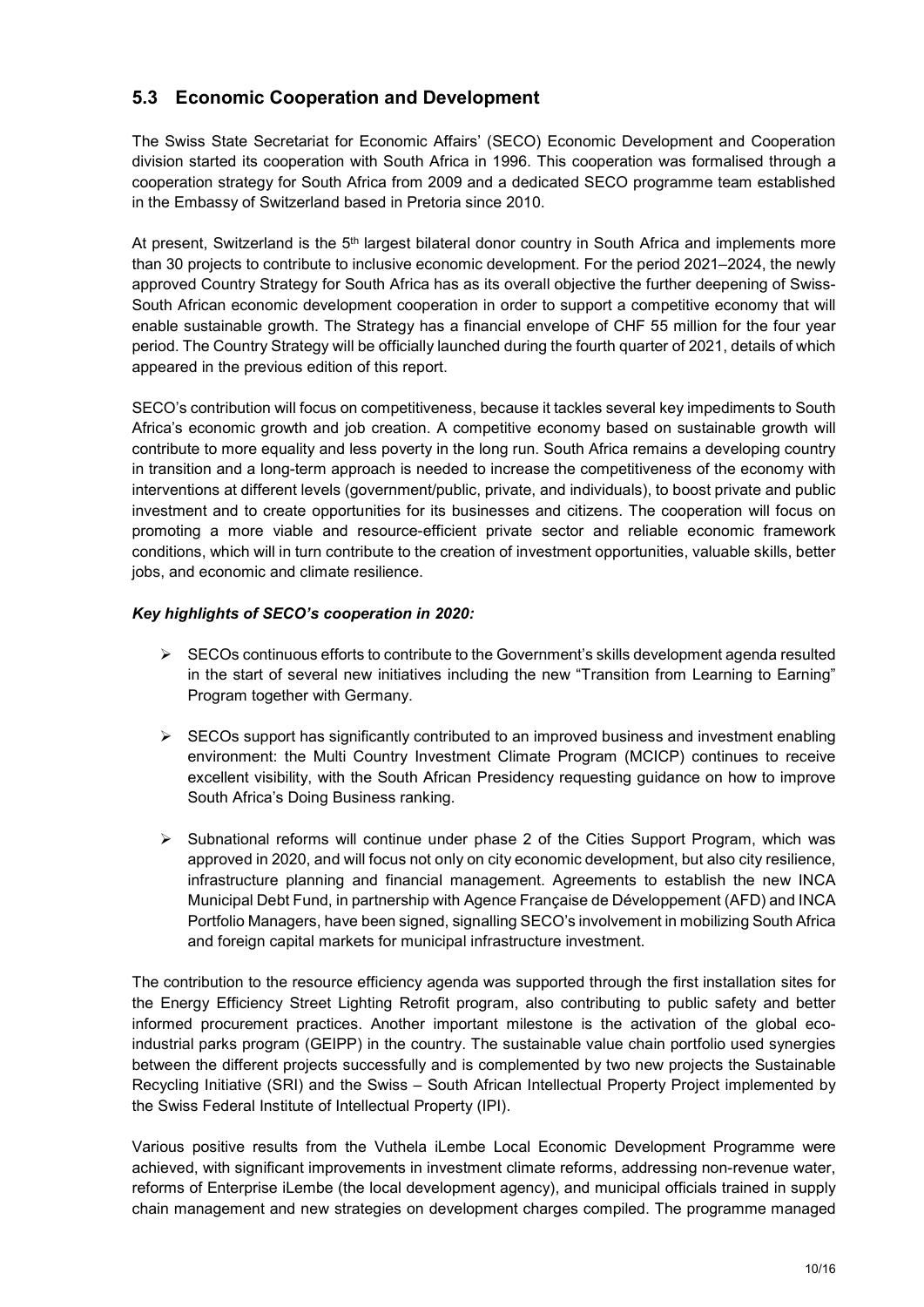## 5.3 Economic Cooperation and Development

The Swiss State Secretariat for Economic Affairs' (SECO) Economic Development and Cooperation division started its cooperation with South Africa in 1996. This cooperation was formalised through a cooperation strategy for South Africa from 2009 and a dedicated SECO programme team established in the Embassy of Switzerland based in Pretoria since 2010.

At present, Switzerland is the 5th largest bilateral donor country in South Africa and implements more than 30 projects to contribute to inclusive economic development. For the period 2021–2024, the newly approved Country Strategy for South Africa has as its overall objective the further deepening of Swiss-South African economic development cooperation in order to support a competitive economy that will enable sustainable growth. The Strategy has a financial envelope of CHF 55 million for the four year period. The Country Strategy will be officially launched during the fourth quarter of 2021, details of which appeared in the previous edition of this report.

SECO's contribution will focus on competitiveness, because it tackles several key impediments to South Africa's economic growth and job creation. A competitive economy based on sustainable growth will contribute to more equality and less poverty in the long run. South Africa remains a developing country in transition and a long-term approach is needed to increase the competitiveness of the economy with interventions at different levels (government/public, private, and individuals), to boost private and public investment and to create opportunities for its businesses and citizens. The cooperation will focus on promoting a more viable and resource-efficient private sector and reliable economic framework conditions, which will in turn contribute to the creation of investment opportunities, valuable skills, better jobs, and economic and climate resilience.

***Key highlights of SECO's cooperation in 2020:***

- SECOs continuous efforts to contribute to the Government's skills development agenda resulted in the start of several new initiatives including the new "Transition from Learning to Earning" Program together with Germany.
- SECOs support has significantly contributed to an improved business and investment enabling environment: the Multi Country Investment Climate Program (MCICP) continues to receive excellent visibility, with the South African Presidency requesting guidance on how to improve South Africa's Doing Business ranking.
- Subnational reforms will continue under phase 2 of the Cities Support Program, which was approved in 2020, and will focus not only on city economic development, but also city resilience, infrastructure planning and financial management. Agreements to establish the new INCA Municipal Debt Fund, in partnership with Agence Française de Développement (AFD) and INCA Portfolio Managers, have been signed, signalling SECO's involvement in mobilizing South Africa and foreign capital markets for municipal infrastructure investment.

The contribution to the resource efficiency agenda was supported through the first installation sites for the Energy Efficiency Street Lighting Retrofit program, also contributing to public safety and better informed procurement practices. Another important milestone is the activation of the global eco-industrial parks program (GEIPP) in the country. The sustainable value chain portfolio used synergies between the different projects successfully and is complemented by two new projects the Sustainable Recycling Initiative (SRI) and the Swiss – South African Intellectual Property Project implemented by the Swiss Federal Institute of Intellectual Property (IPI).

Various positive results from the Vuthela iLembe Local Economic Development Programme were achieved, with significant improvements in investment climate reforms, addressing non-revenue water, reforms of Enterprise iLembe (the local development agency), and municipal officials trained in supply chain management and new strategies on development charges compiled. The programme managed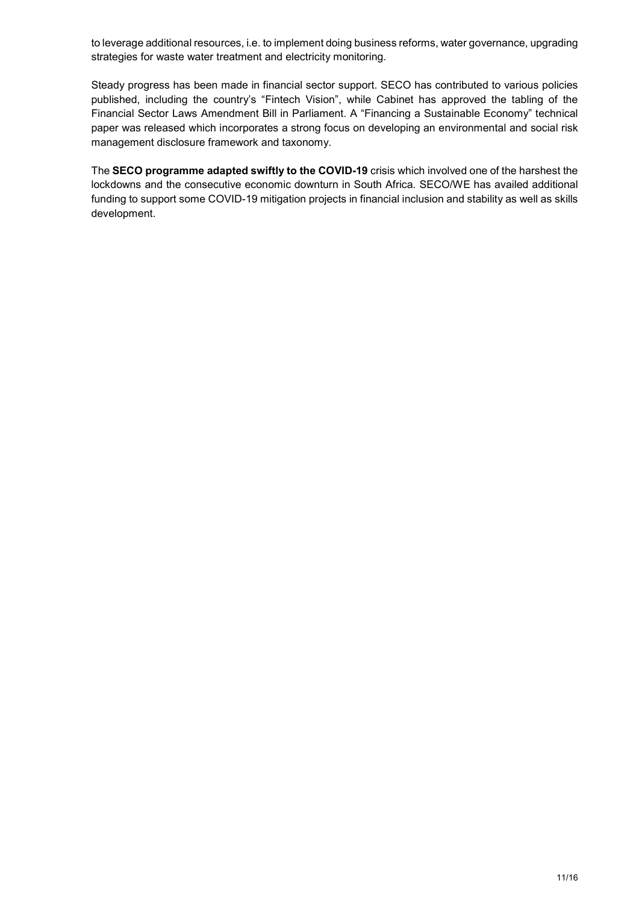to leverage additional resources, i.e. to implement doing business reforms, water governance, upgrading strategies for waste water treatment and electricity monitoring.

Steady progress has been made in financial sector support. SECO has contributed to various policies published, including the country's "Fintech Vision", while Cabinet has approved the tabling of the Financial Sector Laws Amendment Bill in Parliament. A "Financing a Sustainable Economy" technical paper was released which incorporates a strong focus on developing an environmental and social risk management disclosure framework and taxonomy.

The **SECO programme adapted swiftly to the COVID-19** crisis which involved one of the harshest the lockdowns and the consecutive economic downturn in South Africa. SECO/WE has availed additional funding to support some COVID-19 mitigation projects in financial inclusion and stability as well as skills development.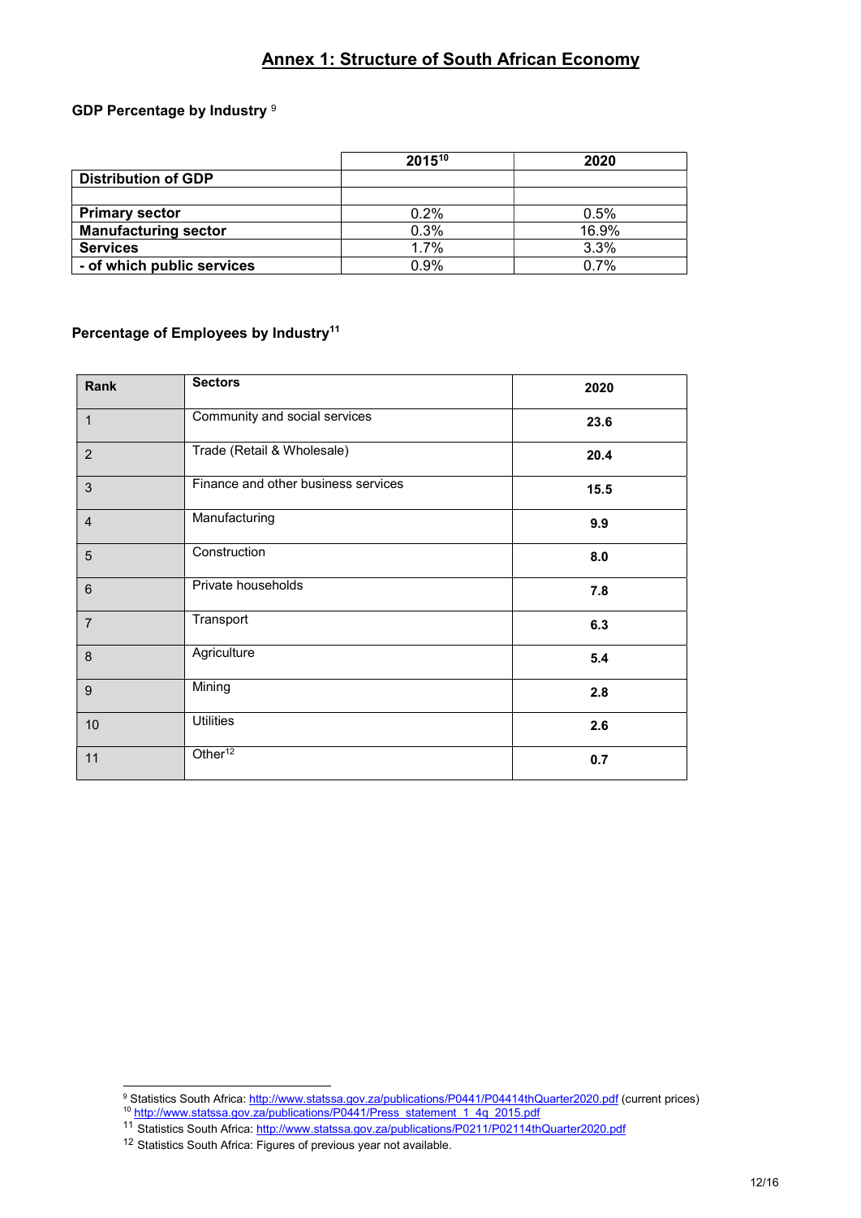# Annex 1: Structure of South African Economy

**GDP Percentage by Industry** [9]

| | 2015[10] | 2020 |
|---|---|---|
| **Distribution of GDP** | | |
| | | |
| **Primary sector** | 0.2% | 0.5% |
| **Manufacturing sector** | 0.3% | 16.9% |
| **Services** | 1.7% | 3.3% |
| **- of which public services** | 0.9% | 0.7% |

**Percentage of Employees by Industry**[11]

| Rank | Sectors | 2020 |
|---|---|---|
| 1 | Community and social services | **23.6** |
| 2 | Trade (Retail & Wholesale) | **20.4** |
| 3 | Finance and other business services | **15.5** |
| 4 | Manufacturing | **9.9** |
| 5 | Construction | **8.0** |
| 6 | Private households | **7.8** |
| 7 | Transport | **6.3** |
| 8 | Agriculture | **5.4** |
| 9 | Mining | **2.8** |
| 10 | Utilities | **2.6** |
| 11 | Other[12] | **0.7** |

---

[9] Statistics South Africa: http://www.statssa.gov.za/publications/P0441/P04414thQuarter2020.pdf (current prices)

[10] http://www.statssa.gov.za/publications/P0441/Press_statement_1_4q_2015.pdf

[11] Statistics South Africa: http://www.statssa.gov.za/publications/P0211/P02114thQuarter2020.pdf

[12] Statistics South Africa: Figures of previous year not available.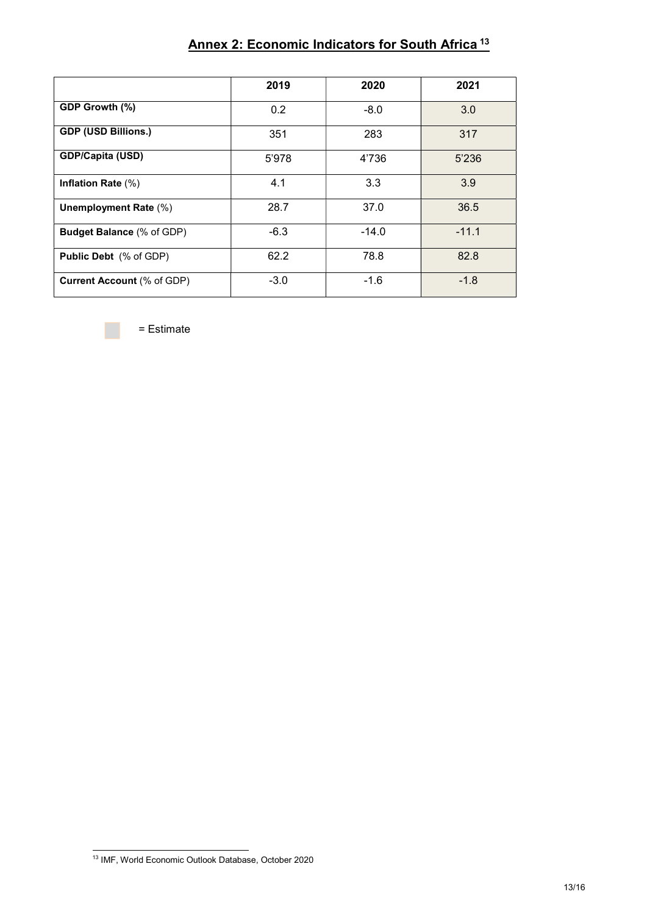## Annex 2: Economic Indicators for South Africa [13]

| | 2019 | 2020 | 2021 |
|---|---|---|---|
| **GDP Growth (%)** | 0.2 | -8.0 | 3.0 |
| **GDP (USD Billions.)** | 351 | 283 | 317 |
| **GDP/Capita (USD)** | 5'978 | 4'736 | 5'236 |
| **Inflation Rate** (%) | 4.1 | 3.3 | 3.9 |
| **Unemployment Rate** (%) | 28.7 | 37.0 | 36.5 |
| **Budget Balance** (% of GDP) | -6.3 | -14.0 | -11.1 |
| **Public Debt** (% of GDP) | 62.2 | 78.8 | 82.8 |
| **Current Account** (% of GDP) | -3.0 | -1.6 | -1.8 |

= Estimate

[13] IMF, World Economic Outlook Database, October 2020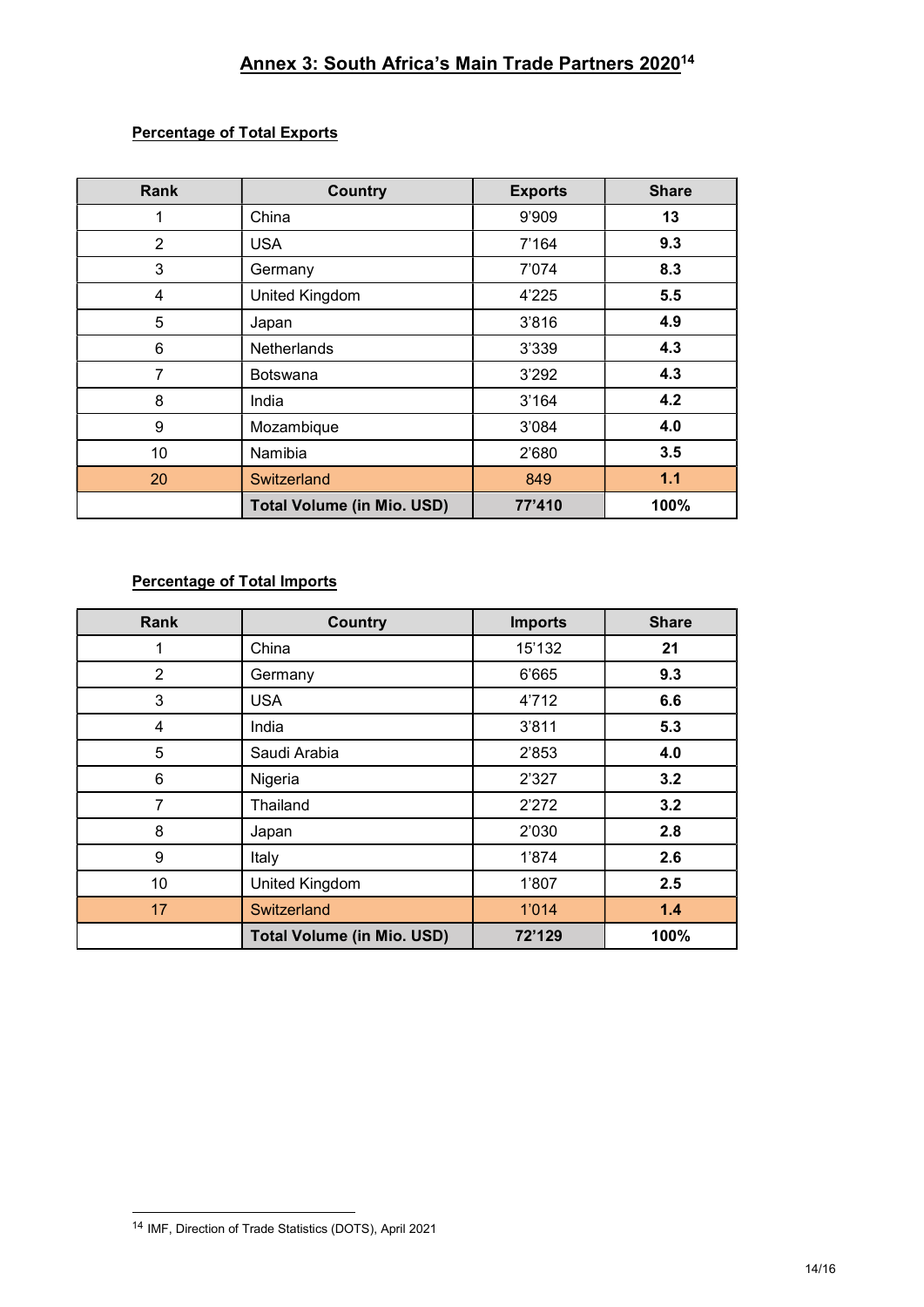# Annex 3: South Africa's Main Trade Partners 2020[14]

**Percentage of Total Exports**

| Rank | Country | Exports | Share |
|---|---|---|---|
| 1 | China | 9'909 | **13** |
| 2 | USA | 7'164 | **9.3** |
| 3 | Germany | 7'074 | **8.3** |
| 4 | United Kingdom | 4'225 | **5.5** |
| 5 | Japan | 3'816 | **4.9** |
| 6 | Netherlands | 3'339 | **4.3** |
| 7 | Botswana | 3'292 | **4.3** |
| 8 | India | 3'164 | **4.2** |
| 9 | Mozambique | 3'084 | **4.0** |
| 10 | Namibia | 2'680 | **3.5** |
| 20 | Switzerland | 849 | **1.1** |
| | **Total Volume (in Mio. USD)** | **77'410** | **100%** |

**Percentage of Total Imports**

| Rank | Country | Imports | Share |
|---|---|---|---|
| 1 | China | 15'132 | **21** |
| 2 | Germany | 6'665 | **9.3** |
| 3 | USA | 4'712 | **6.6** |
| 4 | India | 3'811 | **5.3** |
| 5 | Saudi Arabia | 2'853 | **4.0** |
| 6 | Nigeria | 2'327 | **3.2** |
| 7 | Thailand | 2'272 | **3.2** |
| 8 | Japan | 2'030 | **2.8** |
| 9 | Italy | 1'874 | **2.6** |
| 10 | United Kingdom | 1'807 | **2.5** |
| 17 | Switzerland | 1'014 | **1.4** |
| | **Total Volume (in Mio. USD)** | **72'129** | **100%** |

[14] IMF, Direction of Trade Statistics (DOTS), April 2021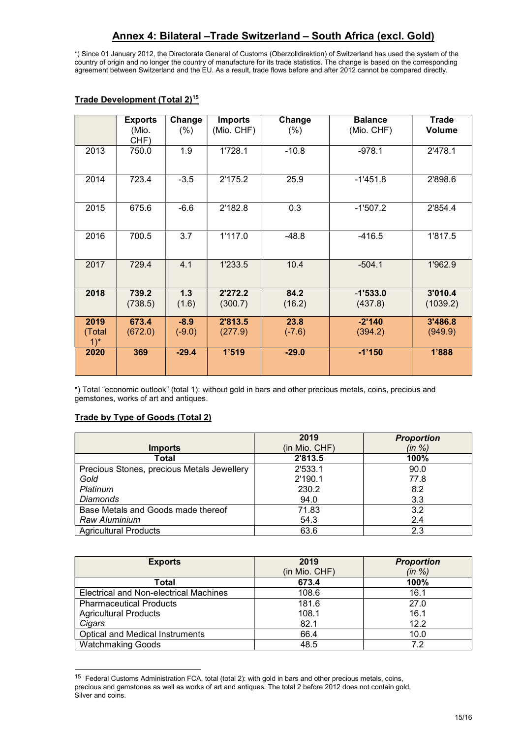## Annex 4: Bilateral –Trade Switzerland – South Africa (excl. Gold)

*) Since 01 January 2012, the Directorate General of Customs (Oberzolldirektion) of Switzerland has used the system of the country of origin and no longer the country of manufacture for its trade statistics. The change is based on the corresponding agreement between Switzerland and the EU. As a result, trade flows before and after 2012 cannot be compared directly.

### Trade Development (Total 2)[15]

| | Exports (Mio. CHF) | Change (%) | Imports (Mio. CHF) | Change (%) | Balance (Mio. CHF) | Trade Volume |
|---|---|---|---|---|---|---|
| 2013 | 750.0 | 1.9 | 1'728.1 | -10.8 | -978.1 | 2'478.1 |
| 2014 | 723.4 | -3.5 | 2'175.2 | 25.9 | -1'451.8 | 2'898.6 |
| 2015 | 675.6 | -6.6 | 2'182.8 | 0.3 | -1'507.2 | 2'854.4 |
| 2016 | 700.5 | 3.7 | 1'117.0 | -48.8 | -416.5 | 1'817.5 |
| 2017 | 729.4 | 4.1 | 1'233.5 | 10.4 | -504.1 | 1'962.9 |
| **2018** | **739.2** (738.5) | **1.3** (1.6) | **2'272.2** (300.7) | **84.2** (16.2) | **-1'533.0** (437.8) | **3'010.4** (1039.2) |
| **2019** (Total 1)* | **673.4** (672.0) | **-8.9** (-9.0) | **2'813.5** (277.9) | **23.8** (-7.6) | **-2'140** (394.2) | **3'486.8** (949.9) |
| **2020** | **369** | **-29.4** | **1'519** | **-29.0** | **-1'150** | **1'888** |

*) Total "economic outlook" (total 1): without gold in bars and other precious metals, coins, precious and gemstones, works of art and antiques.

### Trade by Type of Goods (Total 2)

| Imports | 2019 (in Mio. CHF) | *Proportion (in %)* |
|---|---|---|
| **Total** | **2'813.5** | **100%** |
| Precious Stones, precious Metals Jewellery | 2'533.1 | 90.0 |
| *Gold* | 2'190.1 | 77.8 |
| *Platinum* | 230.2 | 8.2 |
| *Diamonds* | 94.0 | 3.3 |
| Base Metals and Goods made thereof | 71.83 | 3.2 |
| *Raw Aluminium* | 54.3 | 2.4 |
| Agricultural Products | 63.6 | 2.3 |

| Exports | 2019 (in Mio. CHF) | *Proportion (in %)* |
|---|---|---|
| **Total** | **673.4** | **100%** |
| Electrical and Non-electrical Machines | 108.6 | 16.1 |
| Pharmaceutical Products | 181.6 | 27.0 |
| Agricultural Products | 108.1 | 16.1 |
| *Cigars* | 82.1 | 12.2 |
| Optical and Medical Instruments | 66.4 | 10.0 |
| Watchmaking Goods | 48.5 | 7.2 |

[15] Federal Customs Administration FCA, total (total 2): with gold in bars and other precious metals, coins, precious and gemstones as well as works of art and antiques. The total 2 before 2012 does not contain gold, Silver and coins.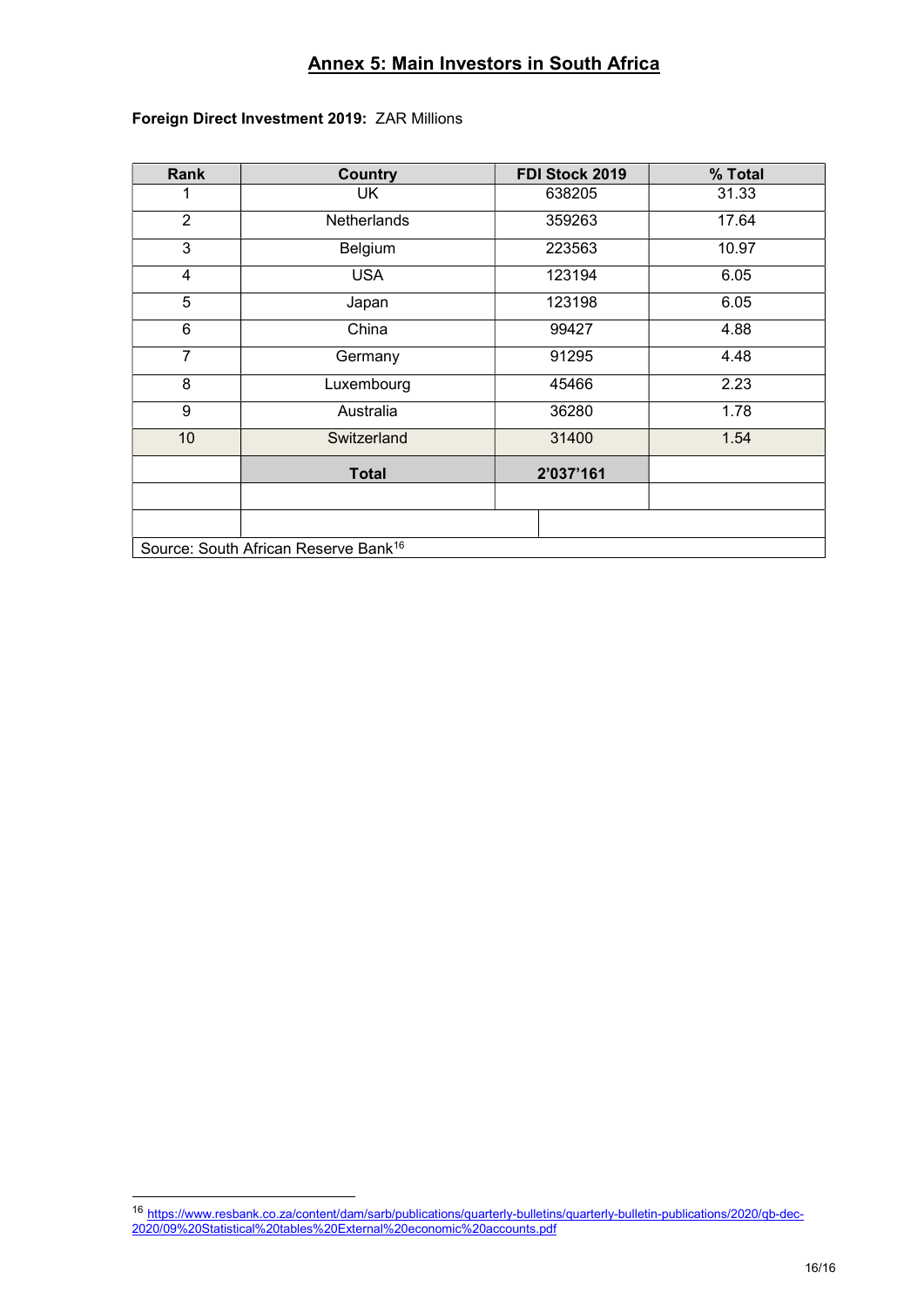## Annex 5: Main Investors in South Africa

**Foreign Direct Investment 2019:** ZAR Millions

| Rank | Country | FDI Stock 2019 | % Total |
|---|---|---|---|
| 1 | UK | 638205 | 31.33 |
| 2 | Netherlands | 359263 | 17.64 |
| 3 | Belgium | 223563 | 10.97 |
| 4 | USA | 123194 | 6.05 |
| 5 | Japan | 123198 | 6.05 |
| 6 | China | 99427 | 4.88 |
| 7 | Germany | 91295 | 4.48 |
| 8 | Luxembourg | 45466 | 2.23 |
| 9 | Australia | 36280 | 1.78 |
| 10 | Switzerland | 31400 | 1.54 |
| | **Total** | **2'037'161** | |
| | | | |
| | | | |
| Source: South African Reserve Bank[16] | | | |

[16] https://www.resbank.co.za/content/dam/sarb/publications/quarterly-bulletins/quarterly-bulletin-publications/2020/qb-dec-2020/09%20Statistical%20tables%20External%20economic%20accounts.pdf